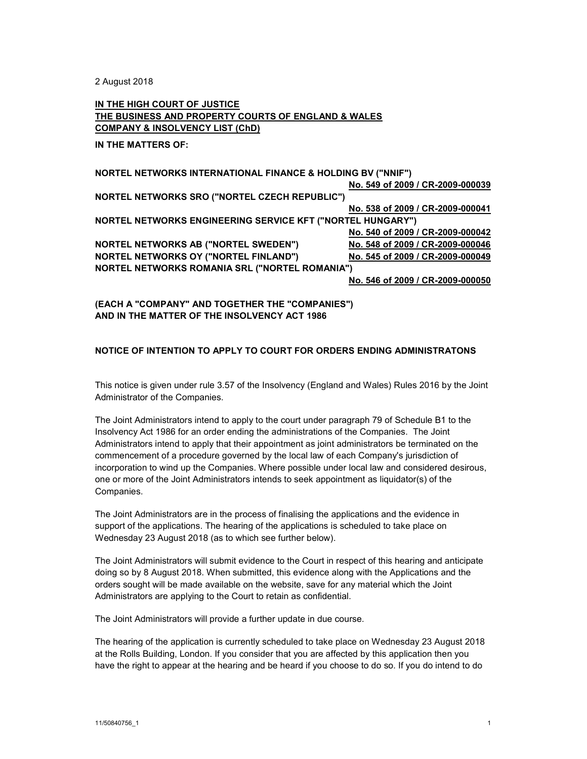2 August 2018

**IN THE HIGH COURT OF JUSTICE**
**THE BUSINESS AND PROPERTY COURTS OF ENGLAND & WALES**
**COMPANY & INSOLVENCY LIST (ChD)**

**IN THE MATTERS OF:**

| | |
|---|---|
| **NORTEL NETWORKS INTERNATIONAL FINANCE & HOLDING BV ("NNIF")** | **No. 549 of 2009 / CR-2009-000039** |
| **NORTEL NETWORKS SRO ("NORTEL CZECH REPUBLIC")** | **No. 538 of 2009 / CR-2009-000041** |
| **NORTEL NETWORKS ENGINEERING SERVICE KFT ("NORTEL HUNGARY")** | **No. 540 of 2009 / CR-2009-000042** |
| **NORTEL NETWORKS AB ("NORTEL SWEDEN")** | **No. 548 of 2009 / CR-2009-000046** |
| **NORTEL NETWORKS OY ("NORTEL FINLAND")** | **No. 545 of 2009 / CR-2009-000049** |
| **NORTEL NETWORKS ROMANIA SRL ("NORTEL ROMANIA")** | **No. 546 of 2009 / CR-2009-000050** |

**(EACH A "COMPANY" AND TOGETHER THE "COMPANIES")**
**AND IN THE MATTER OF THE INSOLVENCY ACT 1986**

**NOTICE OF INTENTION TO APPLY TO COURT FOR ORDERS ENDING ADMINISTRATONS**

This notice is given under rule 3.57 of the Insolvency (England and Wales) Rules 2016 by the Joint Administrator of the Companies.

The Joint Administrators intend to apply to the court under paragraph 79 of Schedule B1 to the Insolvency Act 1986 for an order ending the administrations of the Companies. The Joint Administrators intend to apply that their appointment as joint administrators be terminated on the commencement of a procedure governed by the local law of each Company's jurisdiction of incorporation to wind up the Companies. Where possible under local law and considered desirous, one or more of the Joint Administrators intends to seek appointment as liquidator(s) of the Companies.

The Joint Administrators are in the process of finalising the applications and the evidence in support of the applications. The hearing of the applications is scheduled to take place on Wednesday 23 August 2018 (as to which see further below).

The Joint Administrators will submit evidence to the Court in respect of this hearing and anticipate doing so by 8 August 2018. When submitted, this evidence along with the Applications and the orders sought will be made available on the website, save for any material which the Joint Administrators are applying to the Court to retain as confidential.

The Joint Administrators will provide a further update in due course.

The hearing of the application is currently scheduled to take place on Wednesday 23 August 2018 at the Rolls Building, London. If you consider that you are affected by this application then you have the right to appear at the hearing and be heard if you choose to do so. If you do intend to do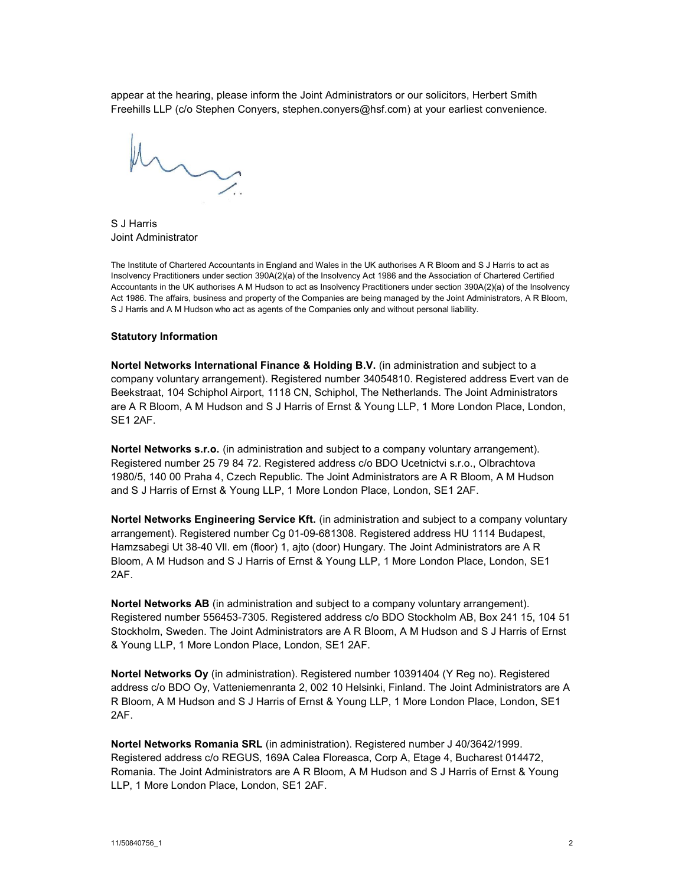appear at the hearing, please inform the Joint Administrators or our solicitors, Herbert Smith Freehills LLP (c/o Stephen Conyers, stephen.conyers@hsf.com) at your earliest convenience.

S J Harris
Joint Administrator

The Institute of Chartered Accountants in England and Wales in the UK authorises A R Bloom and S J Harris to act as Insolvency Practitioners under section 390A(2)(a) of the Insolvency Act 1986 and the Association of Chartered Certified Accountants in the UK authorises A M Hudson to act as Insolvency Practitioners under section 390A(2)(a) of the Insolvency Act 1986. The affairs, business and property of the Companies are being managed by the Joint Administrators, A R Bloom, S J Harris and A M Hudson who act as agents of the Companies only and without personal liability.

**Statutory Information**

**Nortel Networks International Finance & Holding B.V.** (in administration and subject to a company voluntary arrangement). Registered number 34054810. Registered address Evert van de Beekstraat, 104 Schiphol Airport, 1118 CN, Schiphol, The Netherlands. The Joint Administrators are A R Bloom, A M Hudson and S J Harris of Ernst & Young LLP, 1 More London Place, London, SE1 2AF.

**Nortel Networks s.r.o.** (in administration and subject to a company voluntary arrangement). Registered number 25 79 84 72. Registered address c/o BDO Ucetnictvi s.r.o., Olbrachtova 1980/5, 140 00 Praha 4, Czech Republic. The Joint Administrators are A R Bloom, A M Hudson and S J Harris of Ernst & Young LLP, 1 More London Place, London, SE1 2AF.

**Nortel Networks Engineering Service Kft.** (in administration and subject to a company voluntary arrangement). Registered number Cg 01-09-681308. Registered address HU 1114 Budapest, Hamzsabegi Ut 38-40 Vll. em (floor) 1, ajto (door) Hungary. The Joint Administrators are A R Bloom, A M Hudson and S J Harris of Ernst & Young LLP, 1 More London Place, London, SE1 2AF.

**Nortel Networks AB** (in administration and subject to a company voluntary arrangement). Registered number 556453-7305. Registered address c/o BDO Stockholm AB, Box 241 15, 104 51 Stockholm, Sweden. The Joint Administrators are A R Bloom, A M Hudson and S J Harris of Ernst & Young LLP, 1 More London Place, London, SE1 2AF.

**Nortel Networks Oy** (in administration). Registered number 10391404 (Y Reg no). Registered address c/o BDO Oy, Vatteniemenranta 2, 002 10 Helsinki, Finland. The Joint Administrators are A R Bloom, A M Hudson and S J Harris of Ernst & Young LLP, 1 More London Place, London, SE1 2AF.

**Nortel Networks Romania SRL** (in administration). Registered number J 40/3642/1999. Registered address c/o REGUS, 169A Calea Floreasca, Corp A, Etage 4, Bucharest 014472, Romania. The Joint Administrators are A R Bloom, A M Hudson and S J Harris of Ernst & Young LLP, 1 More London Place, London, SE1 2AF.